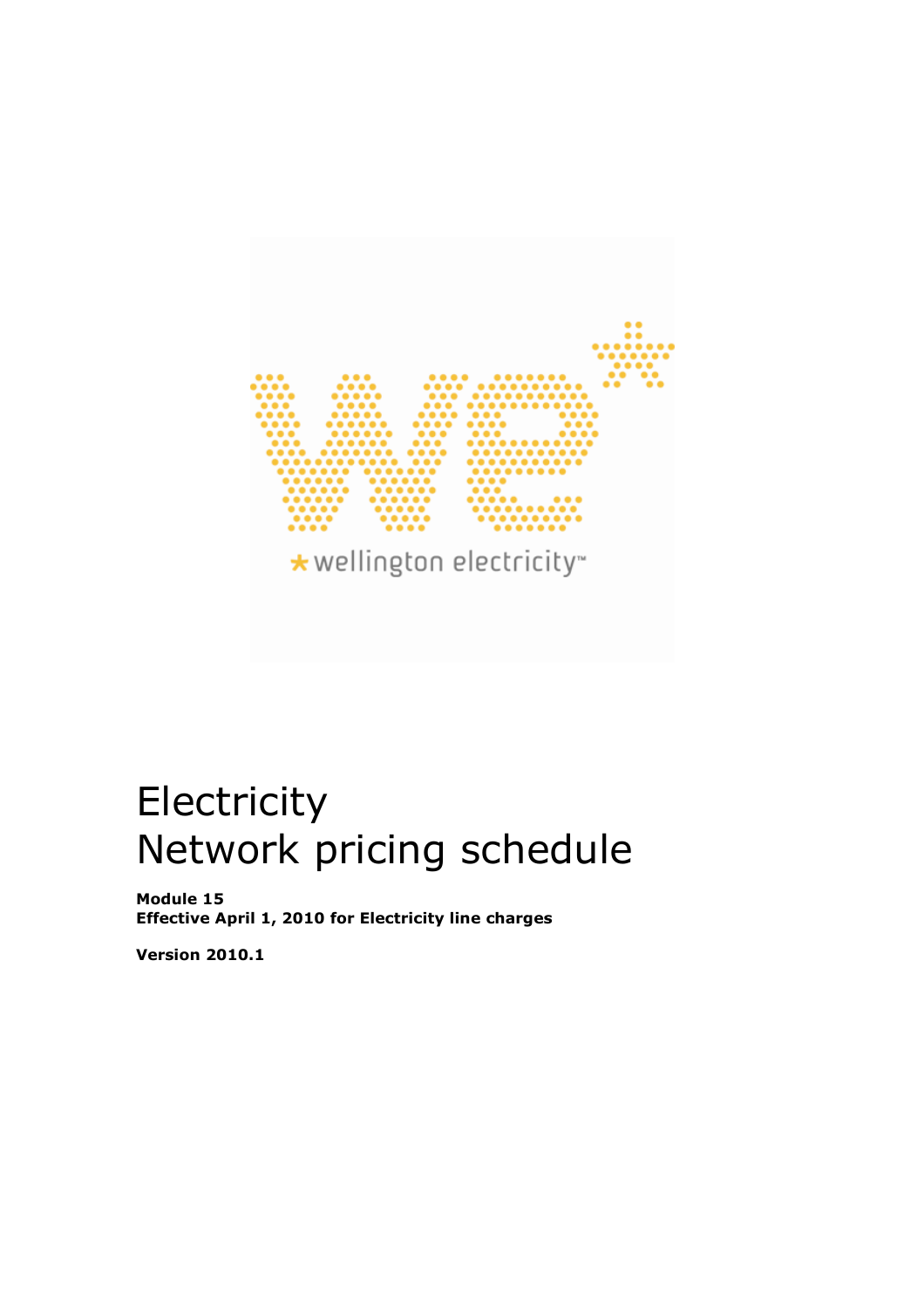# Electricity
# Network pricing schedule

**Module 15**
**Effective April 1, 2010 for Electricity line charges**

**Version 2010.1**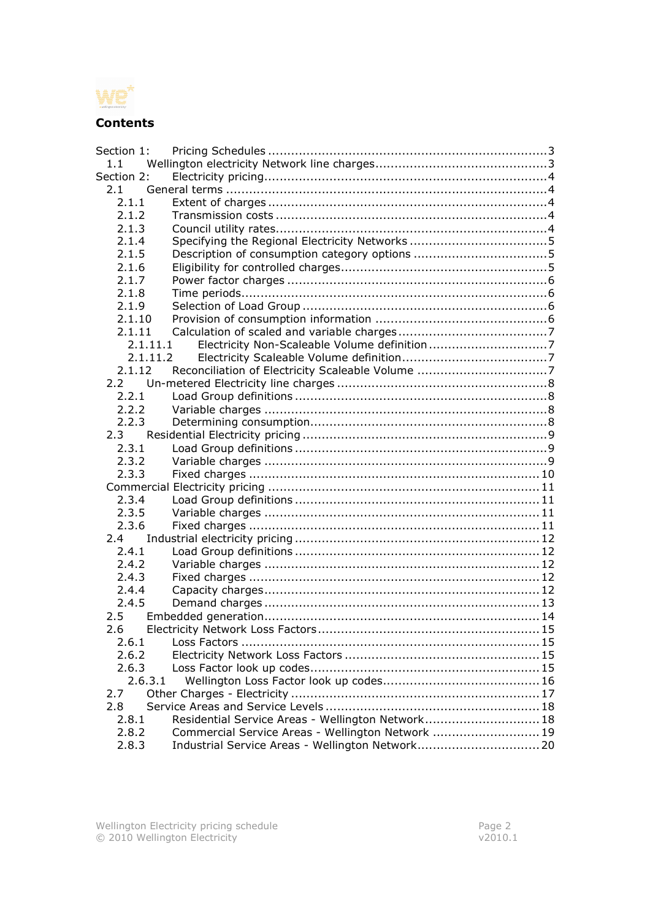## Contents

- Section 1: Pricing Schedules ........................................ 3
  - 1.1 Wellington electricity Network line charges ........................................ 3
- Section 2: Electricity pricing ........................................ 4
  - 2.1 General terms ........................................ 4
    - 2.1.1 Extent of charges ........................................ 4
    - 2.1.2 Transmission costs ........................................ 4
    - 2.1.3 Council utility rates ........................................ 4
    - 2.1.4 Specifying the Regional Electricity Networks ........................................ 5
    - 2.1.5 Description of consumption category options ........................................ 5
    - 2.1.6 Eligibility for controlled charges ........................................ 5
    - 2.1.7 Power factor charges ........................................ 6
    - 2.1.8 Time periods ........................................ 6
    - 2.1.9 Selection of Load Group ........................................ 6
    - 2.1.10 Provision of consumption information ........................................ 6
    - 2.1.11 Calculation of scaled and variable charges ........................................ 7
      - 2.1.11.1 Electricity Non-Scaleable Volume definition ........................................ 7
      - 2.1.11.2 Electricity Scaleable Volume definition ........................................ 7
    - 2.1.12 Reconciliation of Electricity Scaleable Volume ........................................ 7
  - 2.2 Un-metered Electricity line charges ........................................ 8
    - 2.2.1 Load Group definitions ........................................ 8
    - 2.2.2 Variable charges ........................................ 8
    - 2.2.3 Determining consumption ........................................ 8
  - 2.3 Residential Electricity pricing ........................................ 9
    - 2.3.1 Load Group definitions ........................................ 9
    - 2.3.2 Variable charges ........................................ 9
    - 2.3.3 Fixed charges ........................................ 10
  - Commercial Electricity pricing ........................................ 11
    - 2.3.4 Load Group definitions ........................................ 11
    - 2.3.5 Variable charges ........................................ 11
    - 2.3.6 Fixed charges ........................................ 11
  - 2.4 Industrial electricity pricing ........................................ 12
    - 2.4.1 Load Group definitions ........................................ 12
    - 2.4.2 Variable charges ........................................ 12
    - 2.4.3 Fixed charges ........................................ 12
    - 2.4.4 Capacity charges ........................................ 12
    - 2.4.5 Demand charges ........................................ 13
  - 2.5 Embedded generation ........................................ 14
  - 2.6 Electricity Network Loss Factors ........................................ 15
    - 2.6.1 Loss Factors ........................................ 15
    - 2.6.2 Electricity Network Loss Factors ........................................ 15
    - 2.6.3 Loss Factor look up codes ........................................ 15
      - 2.6.3.1 Wellington Loss Factor look up codes ........................................ 16
  - 2.7 Other Charges - Electricity ........................................ 17
  - 2.8 Service Areas and Service Levels ........................................ 18
    - 2.8.1 Residential Service Areas - Wellington Network ........................................ 18
    - 2.8.2 Commercial Service Areas - Wellington Network ........................................ 19
    - 2.8.3 Industrial Service Areas - Wellington Network ........................................ 20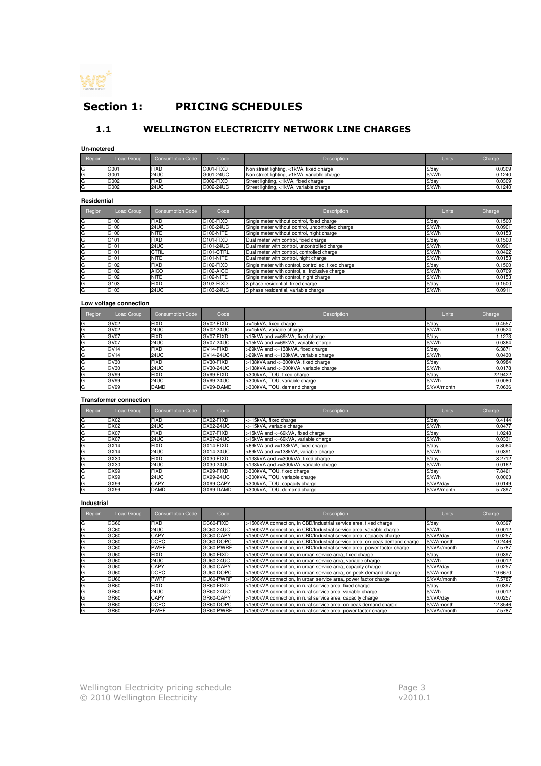# Section 1: PRICING SCHEDULES

## 1.1 WELLINGTON ELECTRICITY NETWORK LINE CHARGES

**Un-metered**

| Region | Load Group | Consumption Code | Code | Description | Units | Charge |
|---|---|---|---|---|---|---|
| G | G001 | FIXD | G001-FIXD | Non street lighting, <1kVA, fixed charge | $/day | 0.0309 |
| G | G001 | 24UC | G001-24UC | Non street lighting, <1kVA, variable charge | $/kWh | 0.1240 |
| G | G002 | FIXD | G002-FIXD | Street lighting, <1kVA, fixed charge | $/day | 0.0309 |
| G | G002 | 24UC | G002-24UC | Street lighting, <1kVA, variable charge | $/kWh | 0.1240 |

**Residential**

| Region | Load Group | Consumption Code | Code | Description | Units | Charge |
|---|---|---|---|---|---|---|
| G | G100 | FIXD | G100-FIXD | Single meter without control, fixed charge | $/day | 0.1500 |
| G | G100 | 24UC | G100-24UC | Single meter without control, uncontrolled charge | $/kWh | 0.0901 |
| G | G100 | NITE | G100-NITE | Single meter without control, night charge | $/kWh | 0.0153 |
| G | G101 | FIXD | G101-FIXD | Dual meter with control, fixed charge | $/day | 0.1500 |
| G | G101 | 24UC | G101-24UC | Dual meter with control, uncontrolled charge | $/kWh | 0.0901 |
| G | G101 | CTRL | G101-CTRL | Dual meter with control, controlled charge | $/kWh | 0.0422 |
| G | G101 | NITE | G101-NITE | Dual meter with control, night charge | $/kWh | 0.0153 |
| G | G102 | FIXD | G102-FIXD | Single meter with control, controlled, fixed charge | $/day | 0.1500 |
| G | G102 | AICO | G102-AICO | Single meter with control, all inclusive charge | $/kWh | 0.0709 |
| G | G102 | NITE | G102-NITE | Single meter with control, night charge | $/kWh | 0.0153 |
| G | G103 | FIXD | G103-FIXD | 3 phase residential, fixed charge | $/day | 0.1500 |
| G | G103 | 24UC | G103-24UC | 3 phase residential, variable charge | $/kWh | 0.0911 |

**Low voltage connection**

| Region | Load Group | Consumption Code | Code | Description | Units | Charge |
|---|---|---|---|---|---|---|
| G | GV02 | FIXD | GV02-FIXD | <=15kVA, fixed charge | $/day | 0.4557 |
| G | GV02 | 24UC | GV02-24UC | <=15kVA, variable charge | $/kWh | 0.0524 |
| G | GV07 | FIXD | GV07-FIXD | >15kVA and <=69kVA, fixed charge | $/day | 1.1273 |
| G | GV07 | 24UC | GV07-24UC | >15kVA and <=69kVA, variable charge | $/kWh | 0.0364 |
| G | GV14 | FIXD | GV14-FIXD | >69kVA and <=138kVA, fixed charge | $/day | 6.3871 |
| G | GV14 | 24UC | GV14-24UC | >69kVA and <=138kVA, variable charge | $/kWh | 0.0430 |
| G | GV30 | FIXD | GV30-FIXD | >138kVA and <=300kVA, fixed charge | $/day | 9.0984 |
| G | GV30 | 24UC | GV30-24UC | >138kVA and <=300kVA, variable charge | $/kWh | 0.0178 |
| G | GV99 | FIXD | GV99-FIXD | >300kVA, TOU, fixed charge | $/day | 22.9422 |
| G | GV99 | 24UC | GV99-24UC | >300kVA, TOU, variable charge | $/kWh | 0.0080 |
| G | GV99 | DAMD | GV99-DAMD | >300kVA, TOU, demand charge | $/kVA/month | 7.0636 |

**Transformer connection**

| Region | Load Group | Consumption Code | Code | Description | Units | Charge |
|---|---|---|---|---|---|---|
| G | GX02 | FIXD | GX02-FIXD | <=15kVA, fixed charge | $/day | 0.4144 |
| G | GX02 | 24UC | GX02-24UC | <=15kVA, variable charge | $/kWh | 0.0477 |
| G | GX07 | FIXD | GX07-FIXD | >15kVA and <=69kVA, fixed charge | $/day | 1.0248 |
| G | GX07 | 24UC | GX07-24UC | >15kVA and <=69kVA, variable charge | $/kWh | 0.0331 |
| G | GX14 | FIXD | GX14-FIXD | >69kVA and <=138kVA, fixed charge | $/day | 5.8064 |
| G | GX14 | 24UC | GX14-24UC | >69kVA and <=138kVA, variable charge | $/kWh | 0.0391 |
| G | GX30 | FIXD | GX30-FIXD | >138kVA and <=300kVA, fixed charge | $/day | 8.2712 |
| G | GX30 | 24UC | GX30-24UC | >138kVA and <=300kVA, variable charge | $/kWh | 0.0162 |
| G | GX99 | FIXD | GX99-FIXD | >300kVA, TOU, fixed charge | $/day | 17.8461 |
| G | GX99 | 24UC | GX99-24UC | >300kVA, TOU, variable charge | $/kWh | 0.0063 |
| G | GX99 | CAPY | GX99-CAPY | >300kVA, TOU, capacity charge | $/kVA/day | 0.0149 |
| G | GX99 | DAMD | GX99-DAMD | >300kVA, TOU, demand charge | $/kVA/month | 5.7897 |

**Industrial**

| Region | Load Group | Consumption Code | Code | Description | Units | Charge |
|---|---|---|---|---|---|---|
| G | GC60 | FIXD | GC60-FIXD | >1500kVA connection, in CBD/Industrial service area, fixed charge | $/day | 0.0397 |
| G | GC60 | 24UC | GC60-24UC | >1500kVA connection, in CBD/Industrial service area, variable charge | $/kWh | 0.0012 |
| G | GC60 | CAPY | GC60-CAPY | >1500kVA connection, in CBD/Industrial service area, capacity charge | $/kVA/day | 0.0257 |
| G | GC60 | DOPC | GC60-DOPC | >1500kVA connection, in CBD/Industrial service area, on-peak demand charge | $/kW/month | 10.2446 |
| G | GC60 | PWRF | GC60-PWRF | >1500kVA connection, in CBD/Industrial service area, power factor charge | $/kVAr/month | 7.5787 |
| G | GU60 | FIXD | GU60-FIXD | >1500kVA connection, in urban service area, fixed charge | $/day | 0.0397 |
| G | GU60 | 24UC | GU60-24UC | >1500kVA connection, in urban service area, variable charge | $/kWh | 0.0012 |
| G | GU60 | CAPY | GU60-CAPY | >1500kVA connection, in urban service area, capacity charge | $/kVA/day | 0.0257 |
| G | GU60 | DOPC | GU60-DOPC | >1500kVA connection, in urban service area, on-peak demand charge | $/kW/month | 10.6670 |
| G | GU60 | PWRF | GU60-PWRF | >1500kVA connection, in urban service area, power factor charge | $/kVAr/month | 7.5787 |
| G | GR60 | FIXD | GR60-FIXD | >1500kVA connection, in rural service area, fixed charge | $/day | 0.0397 |
| G | GR60 | 24UC | GR60-24UC | >1500kVA connection, in rural service area, variable charge | $/kWh | 0.0012 |
| G | GR60 | CAPY | GR60-CAPY | >1500kVA connection, in rural service area, capacity charge | $/kVA/day | 0.0257 |
| G | GR60 | DOPC | GR60-DOPC | >1500kVA connection, in rural service area, on-peak demand charge | $/kW/month | 12.8546 |
| G | GR60 | PWRF | GR60-PWRF | >1500kVA connection, in rural service area, power factor charge | $/kVAr/month | 7.5787 |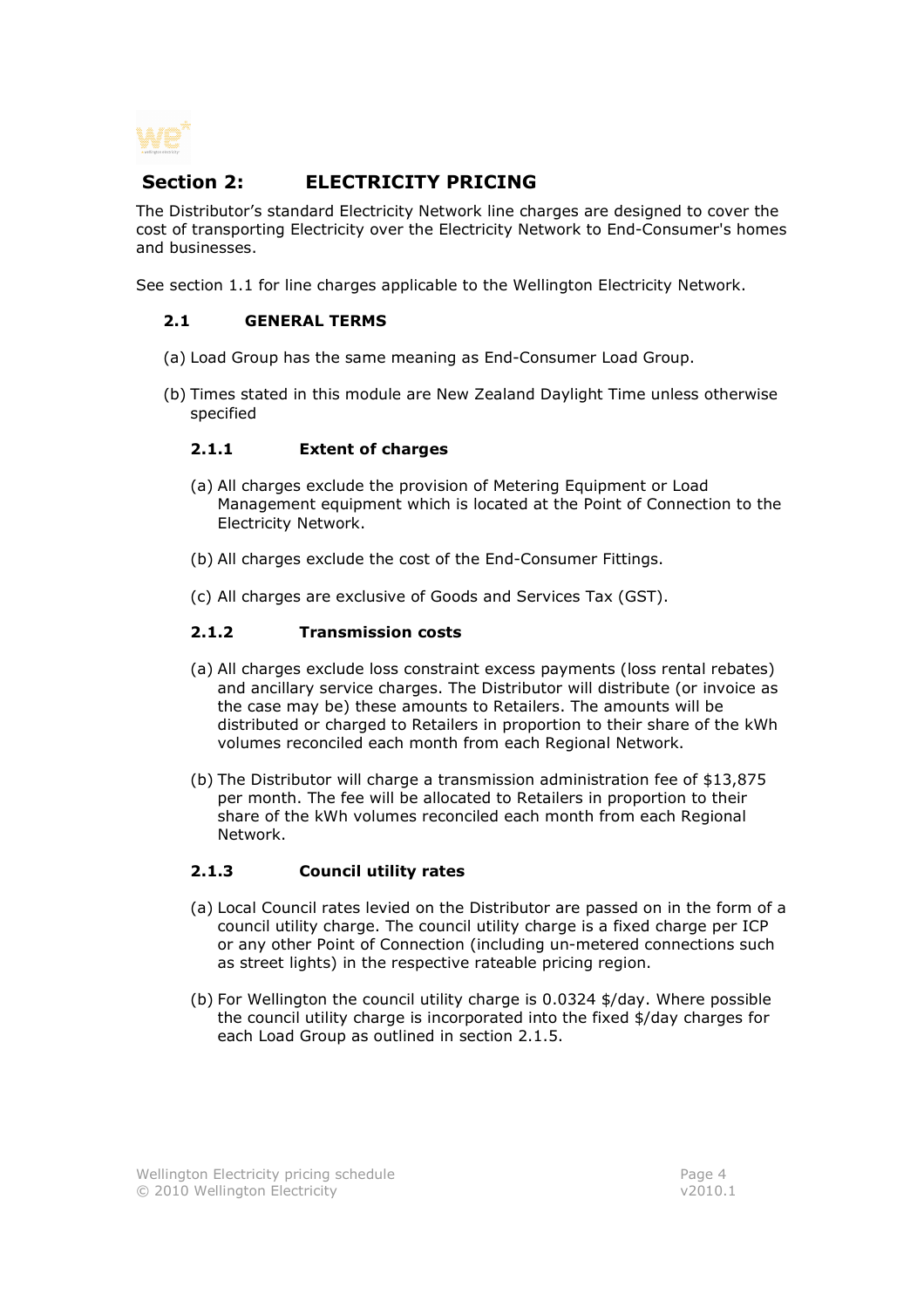## Section 2: ELECTRICITY PRICING

The Distributor's standard Electricity Network line charges are designed to cover the cost of transporting Electricity over the Electricity Network to End-Consumer's homes and businesses.

See section 1.1 for line charges applicable to the Wellington Electricity Network.

### 2.1 GENERAL TERMS

(a) Load Group has the same meaning as End-Consumer Load Group.

(b) Times stated in this module are New Zealand Daylight Time unless otherwise specified

#### 2.1.1 Extent of charges

(a) All charges exclude the provision of Metering Equipment or Load Management equipment which is located at the Point of Connection to the Electricity Network.

(b) All charges exclude the cost of the End-Consumer Fittings.

(c) All charges are exclusive of Goods and Services Tax (GST).

#### 2.1.2 Transmission costs

(a) All charges exclude loss constraint excess payments (loss rental rebates) and ancillary service charges. The Distributor will distribute (or invoice as the case may be) these amounts to Retailers. The amounts will be distributed or charged to Retailers in proportion to their share of the kWh volumes reconciled each month from each Regional Network.

(b) The Distributor will charge a transmission administration fee of $13,875 per month. The fee will be allocated to Retailers in proportion to their share of the kWh volumes reconciled each month from each Regional Network.

#### 2.1.3 Council utility rates

(a) Local Council rates levied on the Distributor are passed on in the form of a council utility charge. The council utility charge is a fixed charge per ICP or any other Point of Connection (including un-metered connections such as street lights) in the respective rateable pricing region.

(b) For Wellington the council utility charge is 0.0324 $/day. Where possible the council utility charge is incorporated into the fixed $/day charges for each Load Group as outlined in section 2.1.5.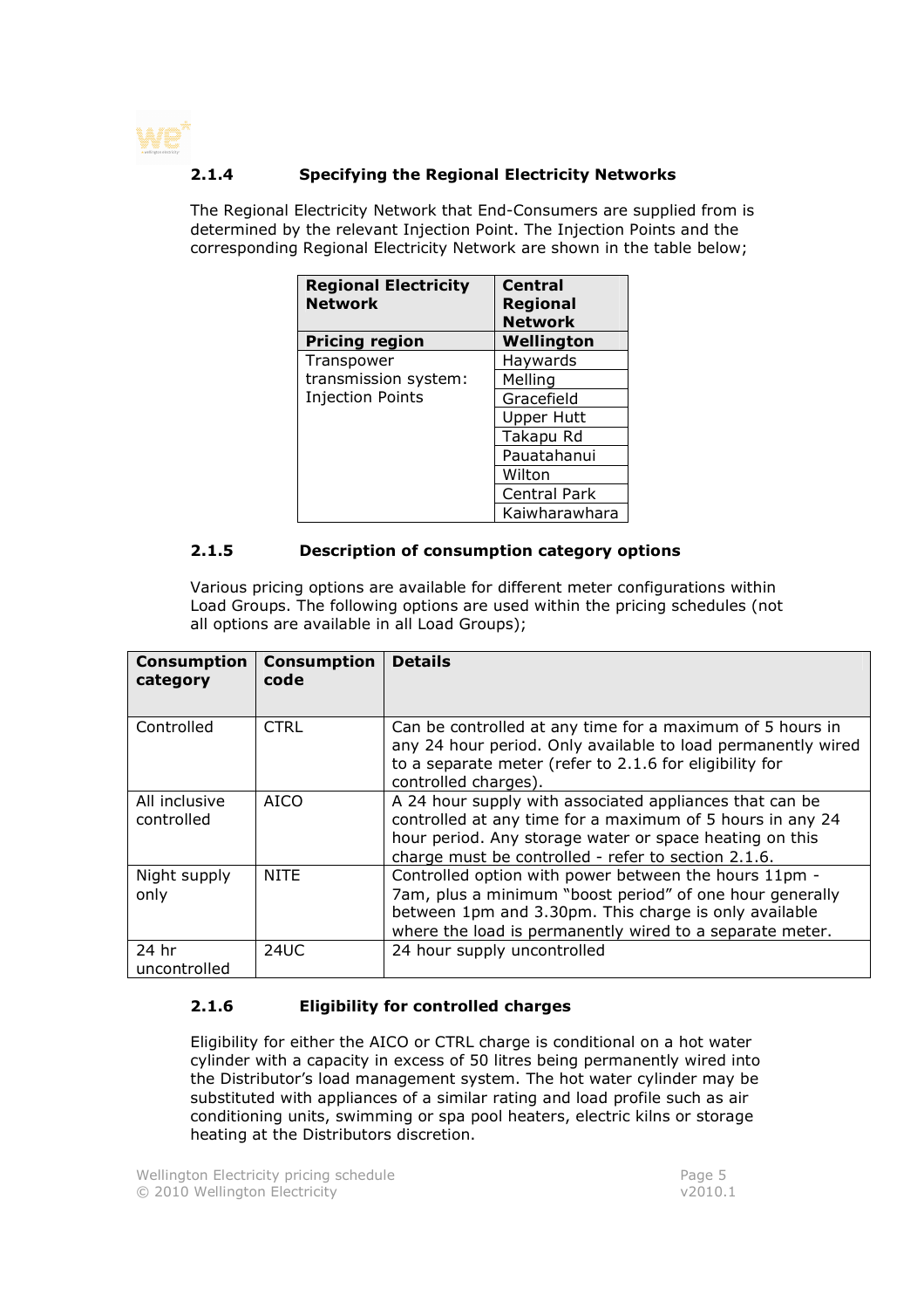### 2.1.4 Specifying the Regional Electricity Networks

The Regional Electricity Network that End-Consumers are supplied from is determined by the relevant Injection Point. The Injection Points and the corresponding Regional Electricity Network are shown in the table below;

| **Regional Electricity Network** | **Central Regional Network** |
|---|---|
| **Pricing region** | **Wellington** |
| Transpower transmission system: Injection Points | Haywards |
| | Melling |
| | Gracefield |
| | Upper Hutt |
| | Takapu Rd |
| | Pauatahanui |
| | Wilton |
| | Central Park |
| | Kaiwharawhara |

### 2.1.5 Description of consumption category options

Various pricing options are available for different meter configurations within Load Groups. The following options are used within the pricing schedules (not all options are available in all Load Groups);

| **Consumption category** | **Consumption code** | **Details** |
|---|---|---|
| Controlled | CTRL | Can be controlled at any time for a maximum of 5 hours in any 24 hour period. Only available to load permanently wired to a separate meter (refer to 2.1.6 for eligibility for controlled charges). |
| All inclusive controlled | AICO | A 24 hour supply with associated appliances that can be controlled at any time for a maximum of 5 hours in any 24 hour period. Any storage water or space heating on this charge must be controlled - refer to section 2.1.6. |
| Night supply only | NITE | Controlled option with power between the hours 11pm - 7am, plus a minimum "boost period" of one hour generally between 1pm and 3.30pm. This charge is only available where the load is permanently wired to a separate meter. |
| 24 hr uncontrolled | 24UC | 24 hour supply uncontrolled |

### 2.1.6 Eligibility for controlled charges

Eligibility for either the AICO or CTRL charge is conditional on a hot water cylinder with a capacity in excess of 50 litres being permanently wired into the Distributor's load management system. The hot water cylinder may be substituted with appliances of a similar rating and load profile such as air conditioning units, swimming or spa pool heaters, electric kilns or storage heating at the Distributors discretion.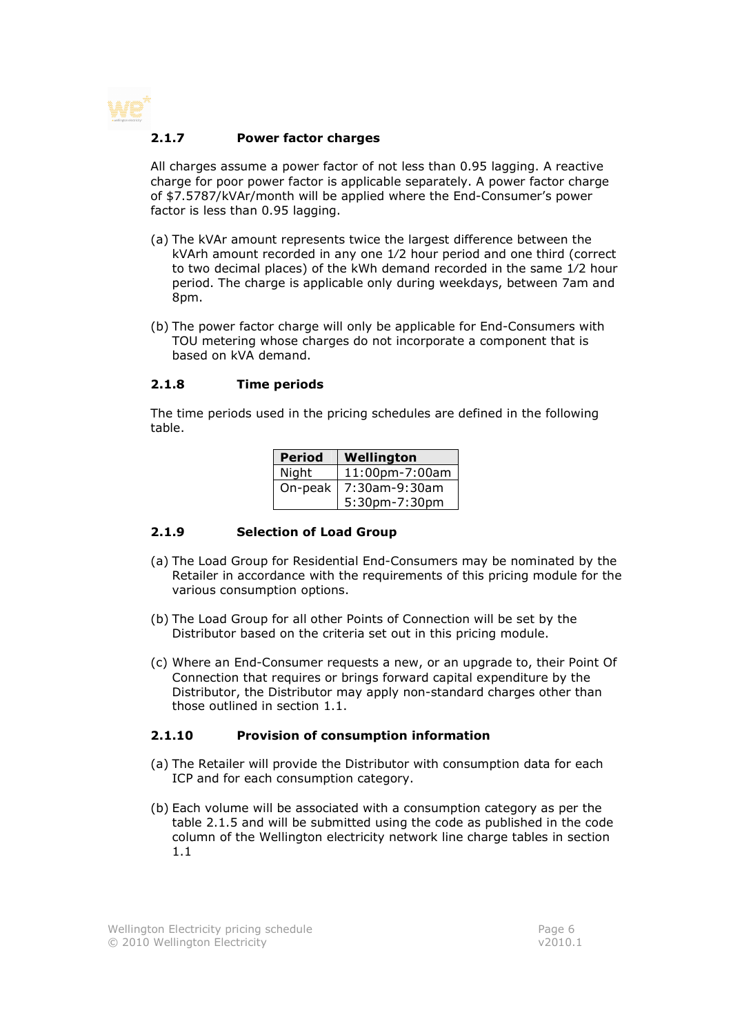### 2.1.7 Power factor charges

All charges assume a power factor of not less than 0.95 lagging. A reactive charge for poor power factor is applicable separately. A power factor charge of $7.5787/kVAr/month will be applied where the End-Consumer's power factor is less than 0.95 lagging.

(a) The kVAr amount represents twice the largest difference between the kVArh amount recorded in any one 1/2 hour period and one third (correct to two decimal places) of the kWh demand recorded in the same 1/2 hour period. The charge is applicable only during weekdays, between 7am and 8pm.

(b) The power factor charge will only be applicable for End-Consumers with TOU metering whose charges do not incorporate a component that is based on kVA demand.

### 2.1.8 Time periods

The time periods used in the pricing schedules are defined in the following table.

| Period | Wellington |
|---|---|
| Night | 11:00pm-7:00am |
| On-peak | 7:30am-9:30am<br>5:30pm-7:30pm |

### 2.1.9 Selection of Load Group

(a) The Load Group for Residential End-Consumers may be nominated by the Retailer in accordance with the requirements of this pricing module for the various consumption options.

(b) The Load Group for all other Points of Connection will be set by the Distributor based on the criteria set out in this pricing module.

(c) Where an End-Consumer requests a new, or an upgrade to, their Point Of Connection that requires or brings forward capital expenditure by the Distributor, the Distributor may apply non-standard charges other than those outlined in section 1.1.

### 2.1.10 Provision of consumption information

(a) The Retailer will provide the Distributor with consumption data for each ICP and for each consumption category.

(b) Each volume will be associated with a consumption category as per the table 2.1.5 and will be submitted using the code as published in the code column of the Wellington electricity network line charge tables in section 1.1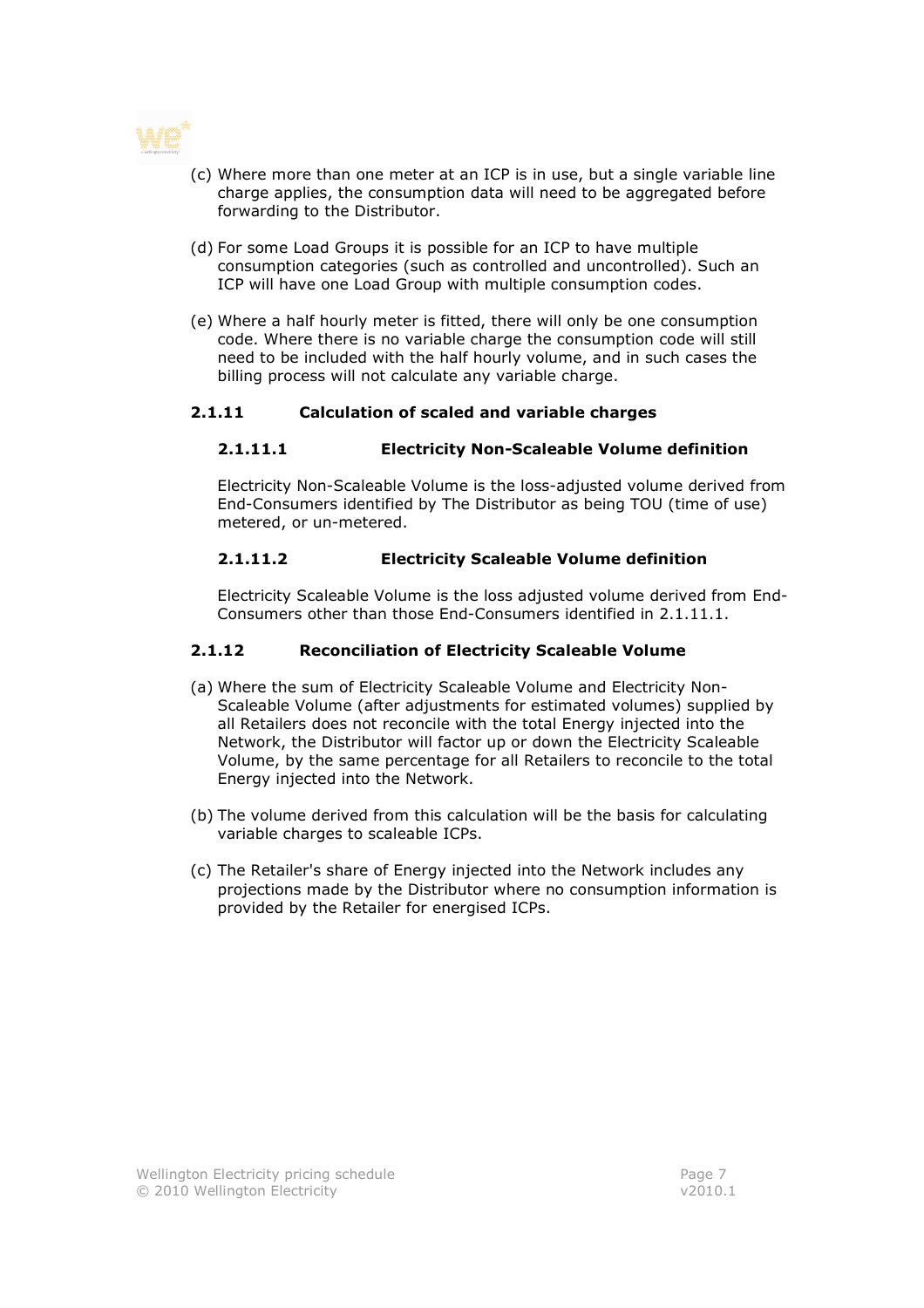(c) Where more than one meter at an ICP is in use, but a single variable line charge applies, the consumption data will need to be aggregated before forwarding to the Distributor.

(d) For some Load Groups it is possible for an ICP to have multiple consumption categories (such as controlled and uncontrolled). Such an ICP will have one Load Group with multiple consumption codes.

(e) Where a half hourly meter is fitted, there will only be one consumption code. Where there is no variable charge the consumption code will still need to be included with the half hourly volume, and in such cases the billing process will not calculate any variable charge.

### 2.1.11 Calculation of scaled and variable charges

#### 2.1.11.1 Electricity Non-Scaleable Volume definition

Electricity Non-Scaleable Volume is the loss-adjusted volume derived from End-Consumers identified by The Distributor as being TOU (time of use) metered, or un-metered.

#### 2.1.11.2 Electricity Scaleable Volume definition

Electricity Scaleable Volume is the loss adjusted volume derived from End-Consumers other than those End-Consumers identified in 2.1.11.1.

### 2.1.12 Reconciliation of Electricity Scaleable Volume

(a) Where the sum of Electricity Scaleable Volume and Electricity Non-Scaleable Volume (after adjustments for estimated volumes) supplied by all Retailers does not reconcile with the total Energy injected into the Network, the Distributor will factor up or down the Electricity Scaleable Volume, by the same percentage for all Retailers to reconcile to the total Energy injected into the Network.

(b) The volume derived from this calculation will be the basis for calculating variable charges to scaleable ICPs.

(c) The Retailer's share of Energy injected into the Network includes any projections made by the Distributor where no consumption information is provided by the Retailer for energised ICPs.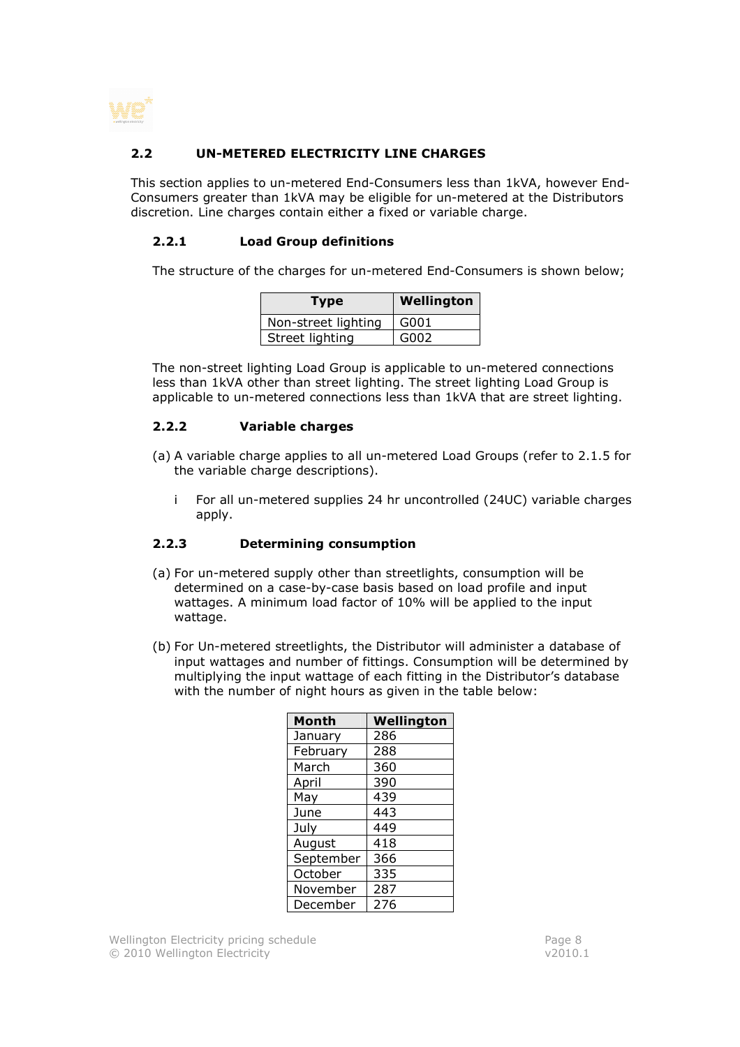## 2.2 UN-METERED ELECTRICITY LINE CHARGES

This section applies to un-metered End-Consumers less than 1kVA, however End-Consumers greater than 1kVA may be eligible for un-metered at the Distributors discretion. Line charges contain either a fixed or variable charge.

### 2.2.1 Load Group definitions

The structure of the charges for un-metered End-Consumers is shown below;

| Type | Wellington |
|---|---|
| Non-street lighting | G001 |
| Street lighting | G002 |

The non-street lighting Load Group is applicable to un-metered connections less than 1kVA other than street lighting. The street lighting Load Group is applicable to un-metered connections less than 1kVA that are street lighting.

### 2.2.2 Variable charges

(a) A variable charge applies to all un-metered Load Groups (refer to 2.1.5 for the variable charge descriptions).

i For all un-metered supplies 24 hr uncontrolled (24UC) variable charges apply.

### 2.2.3 Determining consumption

(a) For un-metered supply other than streetlights, consumption will be determined on a case-by-case basis based on load profile and input wattages. A minimum load factor of 10% will be applied to the input wattage.

(b) For Un-metered streetlights, the Distributor will administer a database of input wattages and number of fittings. Consumption will be determined by multiplying the input wattage of each fitting in the Distributor's database with the number of night hours as given in the table below:

| Month | Wellington |
|---|---|
| January | 286 |
| February | 288 |
| March | 360 |
| April | 390 |
| May | 439 |
| June | 443 |
| July | 449 |
| August | 418 |
| September | 366 |
| October | 335 |
| November | 287 |
| December | 276 |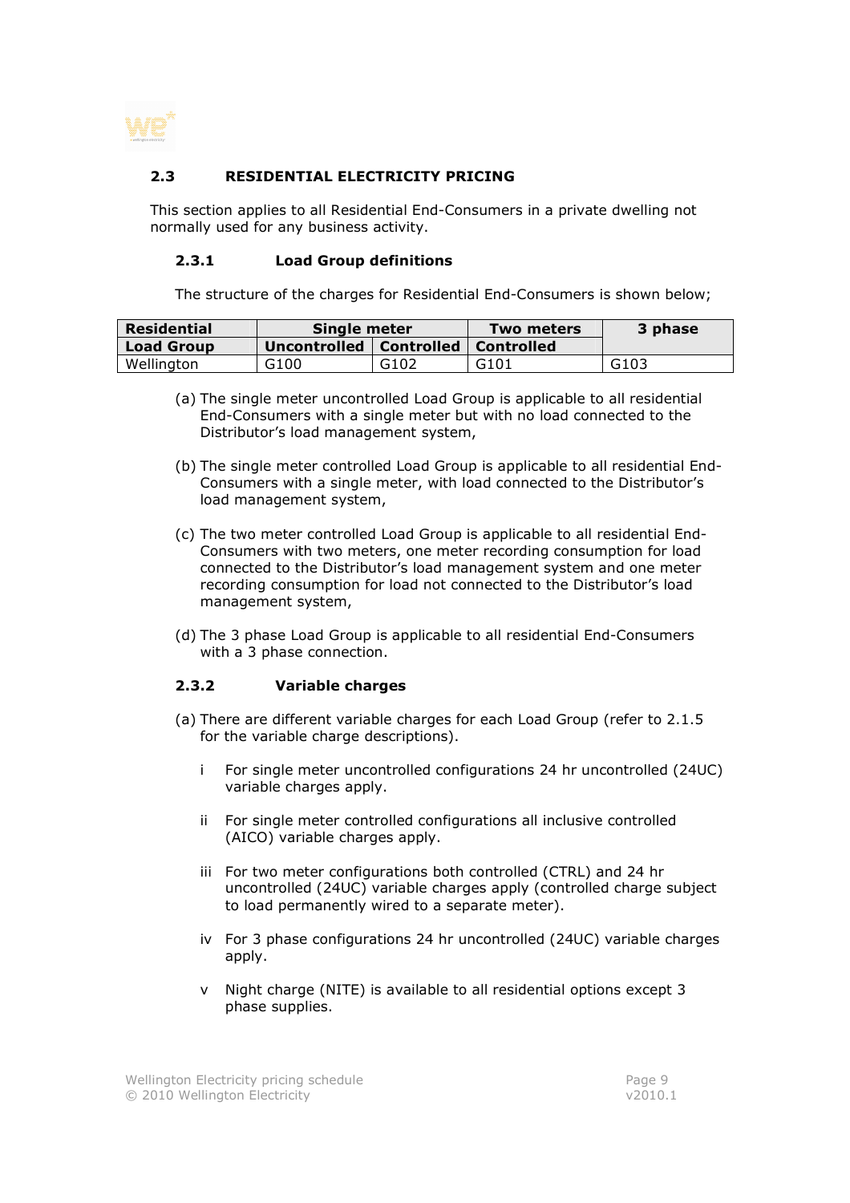## 2.3 RESIDENTIAL ELECTRICITY PRICING

This section applies to all Residential End-Consumers in a private dwelling not normally used for any business activity.

### 2.3.1 Load Group definitions

The structure of the charges for Residential End-Consumers is shown below;

| Residential | Single meter | | Two meters | 3 phase |
|---|---|---|---|---|
| **Load Group** | **Uncontrolled** | **Controlled** | **Controlled** | |
| Wellington | G100 | G102 | G101 | G103 |

(a) The single meter uncontrolled Load Group is applicable to all residential End-Consumers with a single meter but with no load connected to the Distributor's load management system,

(b) The single meter controlled Load Group is applicable to all residential End-Consumers with a single meter, with load connected to the Distributor's load management system,

(c) The two meter controlled Load Group is applicable to all residential End-Consumers with two meters, one meter recording consumption for load connected to the Distributor's load management system and one meter recording consumption for load not connected to the Distributor's load management system,

(d) The 3 phase Load Group is applicable to all residential End-Consumers with a 3 phase connection.

### 2.3.2 Variable charges

(a) There are different variable charges for each Load Group (refer to 2.1.5 for the variable charge descriptions).

i For single meter uncontrolled configurations 24 hr uncontrolled (24UC) variable charges apply.

ii For single meter controlled configurations all inclusive controlled (AICO) variable charges apply.

iii For two meter configurations both controlled (CTRL) and 24 hr uncontrolled (24UC) variable charges apply (controlled charge subject to load permanently wired to a separate meter).

iv For 3 phase configurations 24 hr uncontrolled (24UC) variable charges apply.

v Night charge (NITE) is available to all residential options except 3 phase supplies.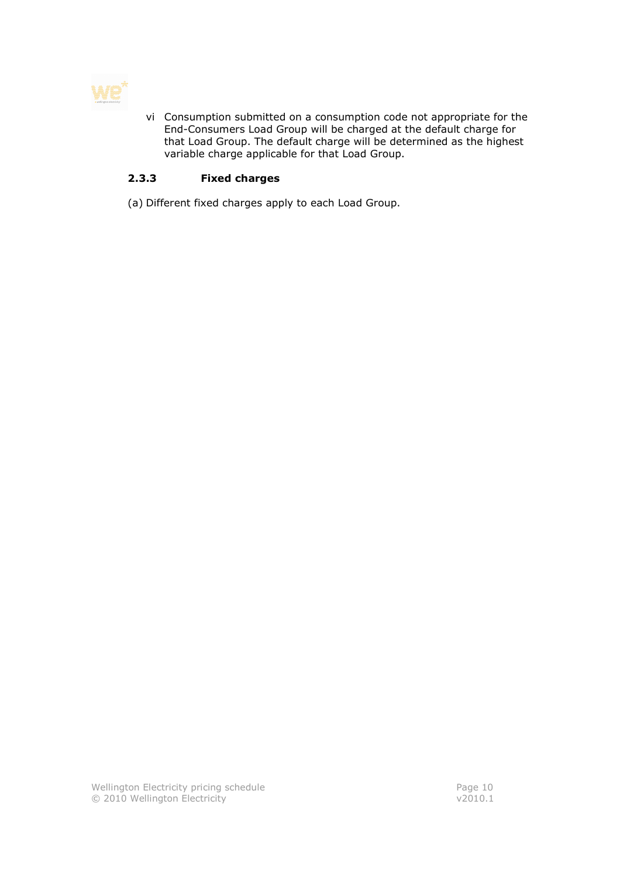vi Consumption submitted on a consumption code not appropriate for the End-Consumers Load Group will be charged at the default charge for that Load Group. The default charge will be determined as the highest variable charge applicable for that Load Group.

### 2.3.3 Fixed charges

(a) Different fixed charges apply to each Load Group.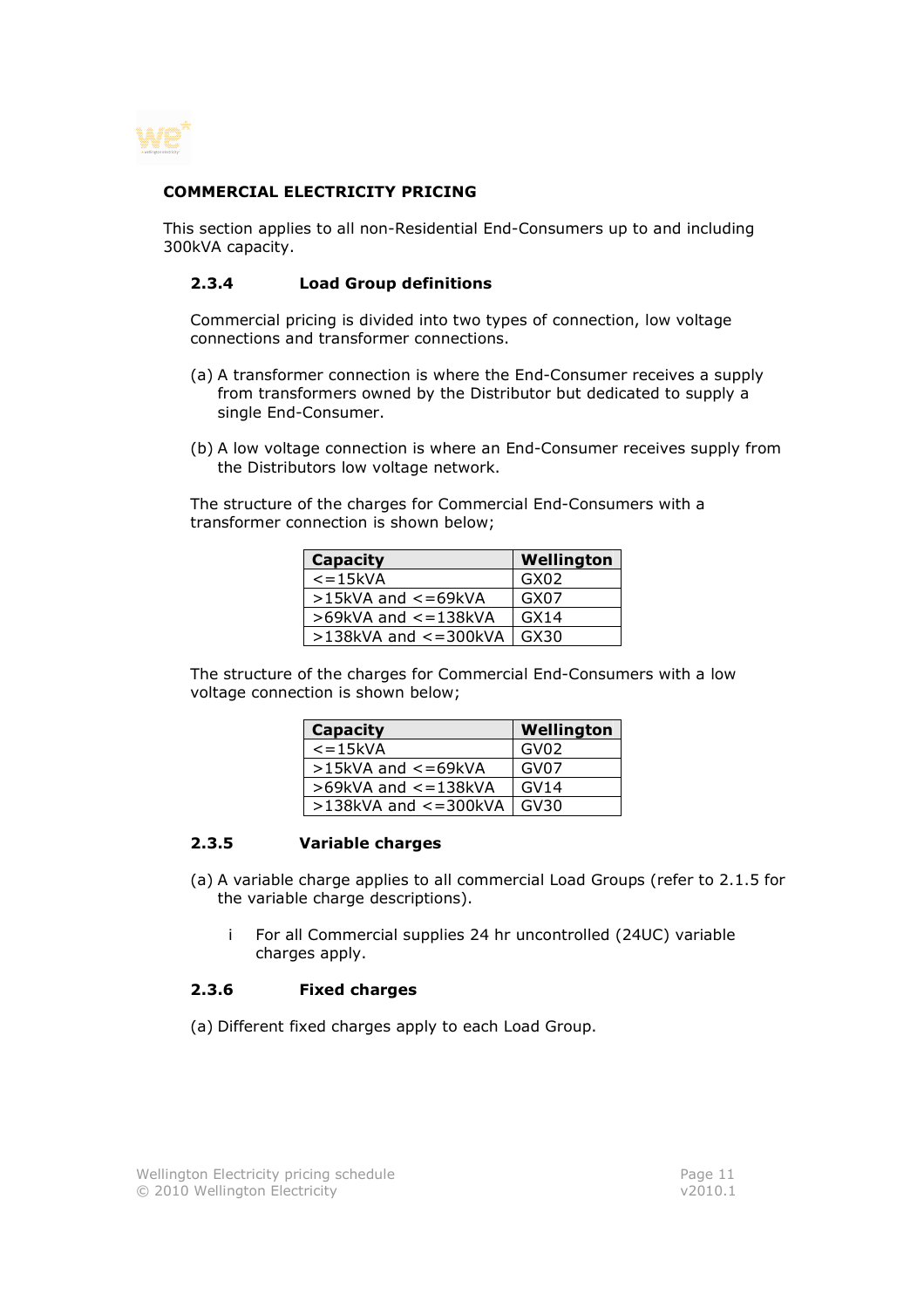## COMMERCIAL ELECTRICITY PRICING

This section applies to all non-Residential End-Consumers up to and including 300kVA capacity.

### 2.3.4 Load Group definitions

Commercial pricing is divided into two types of connection, low voltage connections and transformer connections.

(a) A transformer connection is where the End-Consumer receives a supply from transformers owned by the Distributor but dedicated to supply a single End-Consumer.

(b) A low voltage connection is where an End-Consumer receives supply from the Distributors low voltage network.

The structure of the charges for Commercial End-Consumers with a transformer connection is shown below;

| Capacity | Wellington |
|---|---|
| <=15kVA | GX02 |
| >15kVA and <=69kVA | GX07 |
| >69kVA and <=138kVA | GX14 |
| >138kVA and <=300kVA | GX30 |

The structure of the charges for Commercial End-Consumers with a low voltage connection is shown below;

| Capacity | Wellington |
|---|---|
| <=15kVA | GV02 |
| >15kVA and <=69kVA | GV07 |
| >69kVA and <=138kVA | GV14 |
| >138kVA and <=300kVA | GV30 |

### 2.3.5 Variable charges

(a) A variable charge applies to all commercial Load Groups (refer to 2.1.5 for the variable charge descriptions).

- i For all Commercial supplies 24 hr uncontrolled (24UC) variable charges apply.

### 2.3.6 Fixed charges

(a) Different fixed charges apply to each Load Group.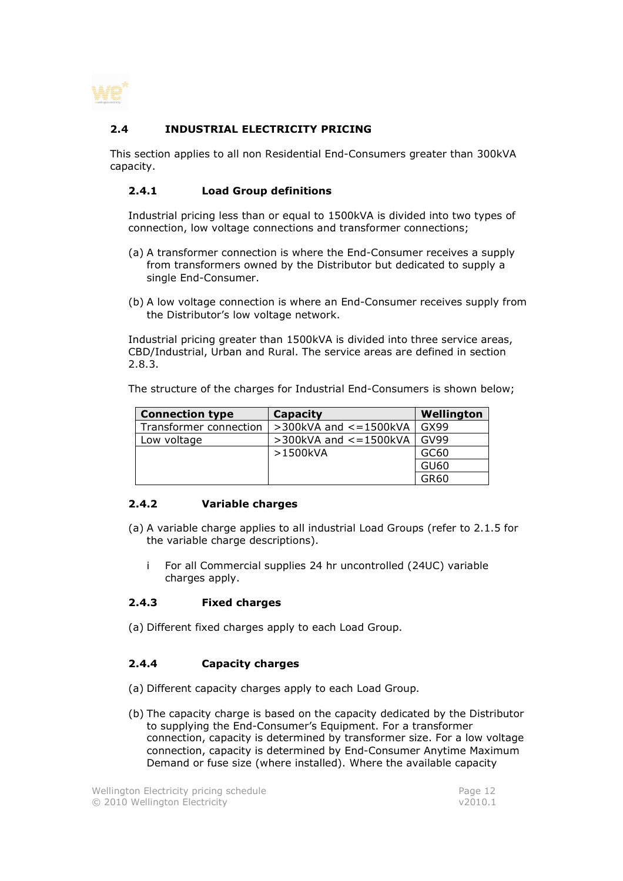## 2.4 INDUSTRIAL ELECTRICITY PRICING

This section applies to all non Residential End-Consumers greater than 300kVA capacity.

### 2.4.1 Load Group definitions

Industrial pricing less than or equal to 1500kVA is divided into two types of connection, low voltage connections and transformer connections;

(a) A transformer connection is where the End-Consumer receives a supply from transformers owned by the Distributor but dedicated to supply a single End-Consumer.

(b) A low voltage connection is where an End-Consumer receives supply from the Distributor's low voltage network.

Industrial pricing greater than 1500kVA is divided into three service areas, CBD/Industrial, Urban and Rural. The service areas are defined in section 2.8.3.

The structure of the charges for Industrial End-Consumers is shown below;

| Connection type | Capacity | Wellington |
|---|---|---|
| Transformer connection | >300kVA and <=1500kVA | GX99 |
| Low voltage | >300kVA and <=1500kVA | GV99 |
| | >1500kVA | GC60 |
| | | GU60 |
| | | GR60 |

### 2.4.2 Variable charges

(a) A variable charge applies to all industrial Load Groups (refer to 2.1.5 for the variable charge descriptions).

  i For all Commercial supplies 24 hr uncontrolled (24UC) variable charges apply.

### 2.4.3 Fixed charges

(a) Different fixed charges apply to each Load Group.

### 2.4.4 Capacity charges

(a) Different capacity charges apply to each Load Group.

(b) The capacity charge is based on the capacity dedicated by the Distributor to supplying the End-Consumer's Equipment. For a transformer connection, capacity is determined by transformer size. For a low voltage connection, capacity is determined by End-Consumer Anytime Maximum Demand or fuse size (where installed). Where the available capacity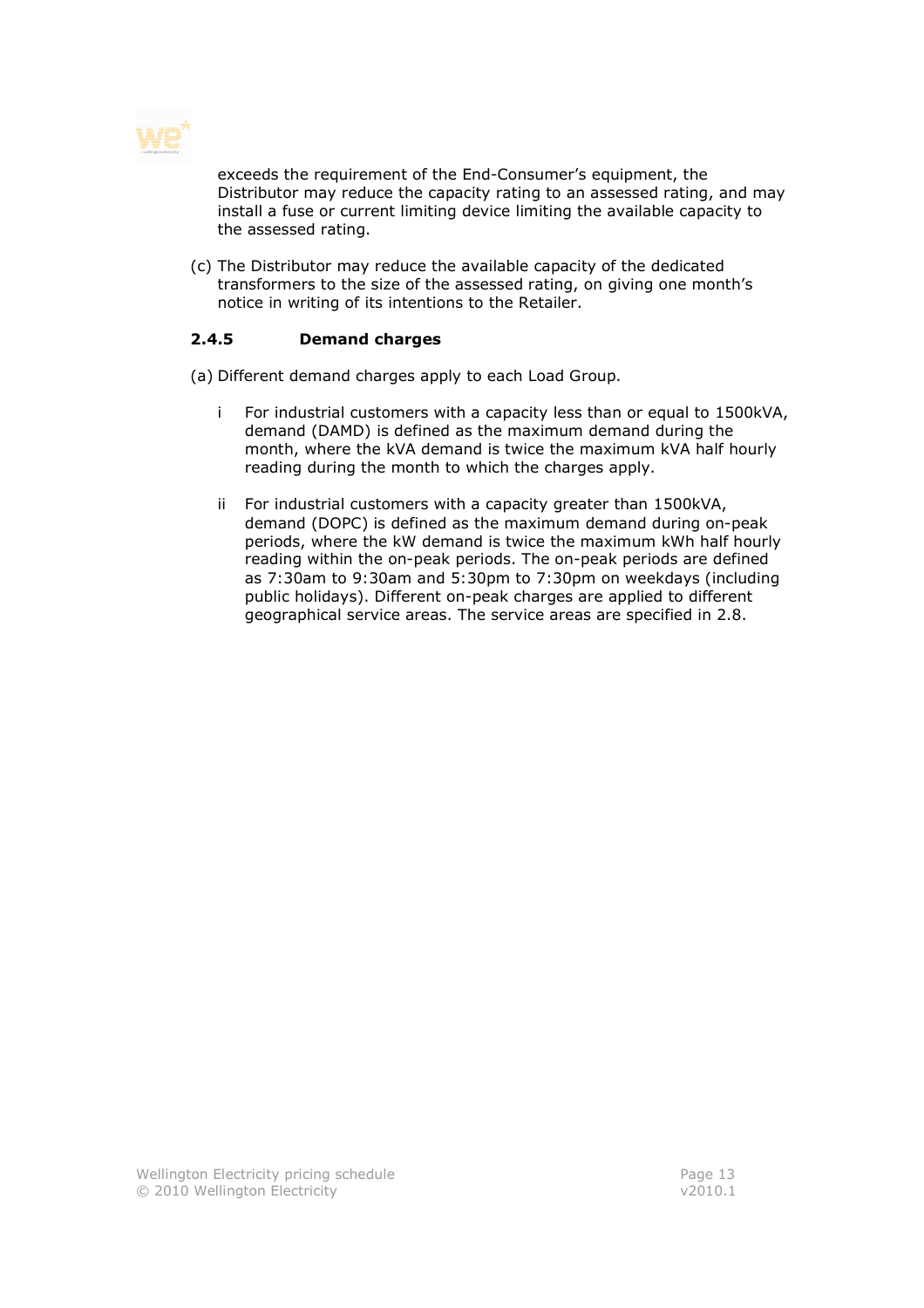exceeds the requirement of the End-Consumer's equipment, the Distributor may reduce the capacity rating to an assessed rating, and may install a fuse or current limiting device limiting the available capacity to the assessed rating.

(c) The Distributor may reduce the available capacity of the dedicated transformers to the size of the assessed rating, on giving one month's notice in writing of its intentions to the Retailer.

### 2.4.5 Demand charges

(a) Different demand charges apply to each Load Group.

i For industrial customers with a capacity less than or equal to 1500kVA, demand (DAMD) is defined as the maximum demand during the month, where the kVA demand is twice the maximum kVA half hourly reading during the month to which the charges apply.

ii For industrial customers with a capacity greater than 1500kVA, demand (DOPC) is defined as the maximum demand during on-peak periods, where the kW demand is twice the maximum kWh half hourly reading within the on-peak periods. The on-peak periods are defined as 7:30am to 9:30am and 5:30pm to 7:30pm on weekdays (including public holidays). Different on-peak charges are applied to different geographical service areas. The service areas are specified in 2.8.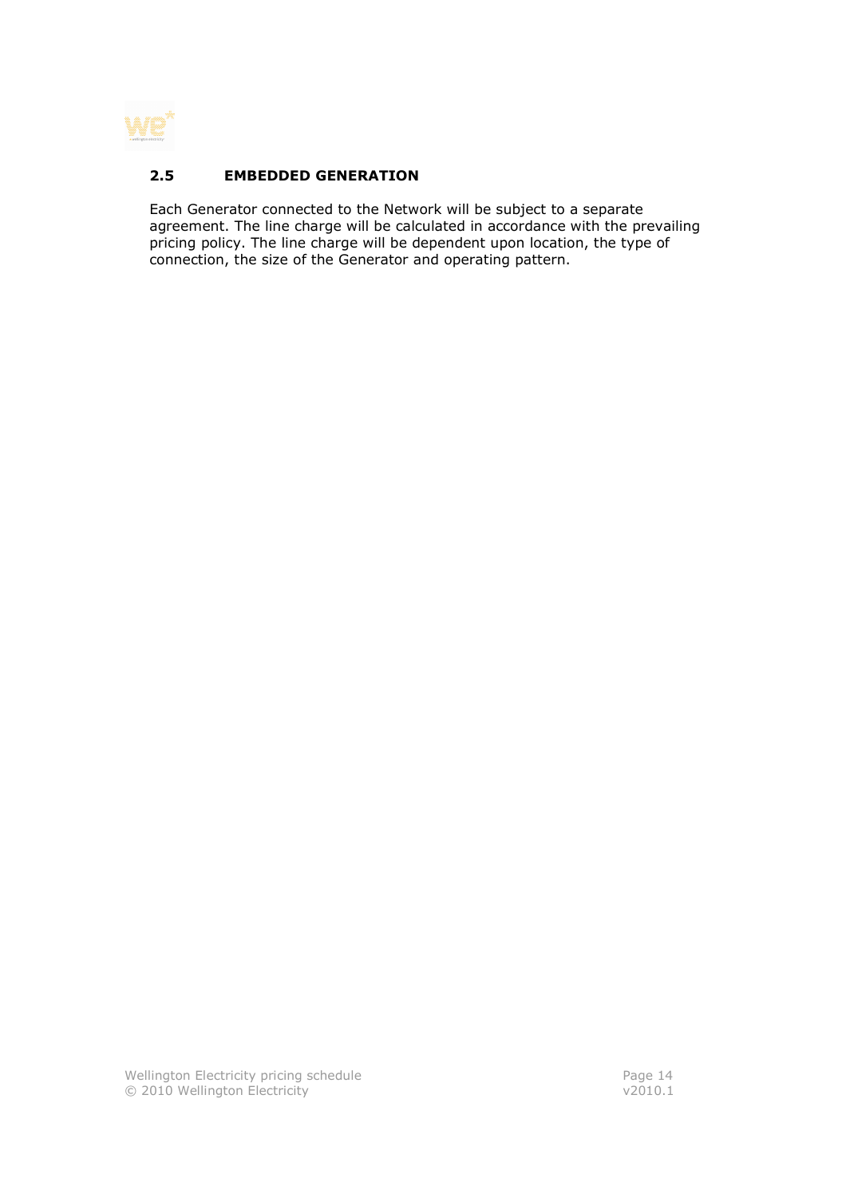## 2.5 EMBEDDED GENERATION

Each Generator connected to the Network will be subject to a separate agreement. The line charge will be calculated in accordance with the prevailing pricing policy. The line charge will be dependent upon location, the type of connection, the size of the Generator and operating pattern.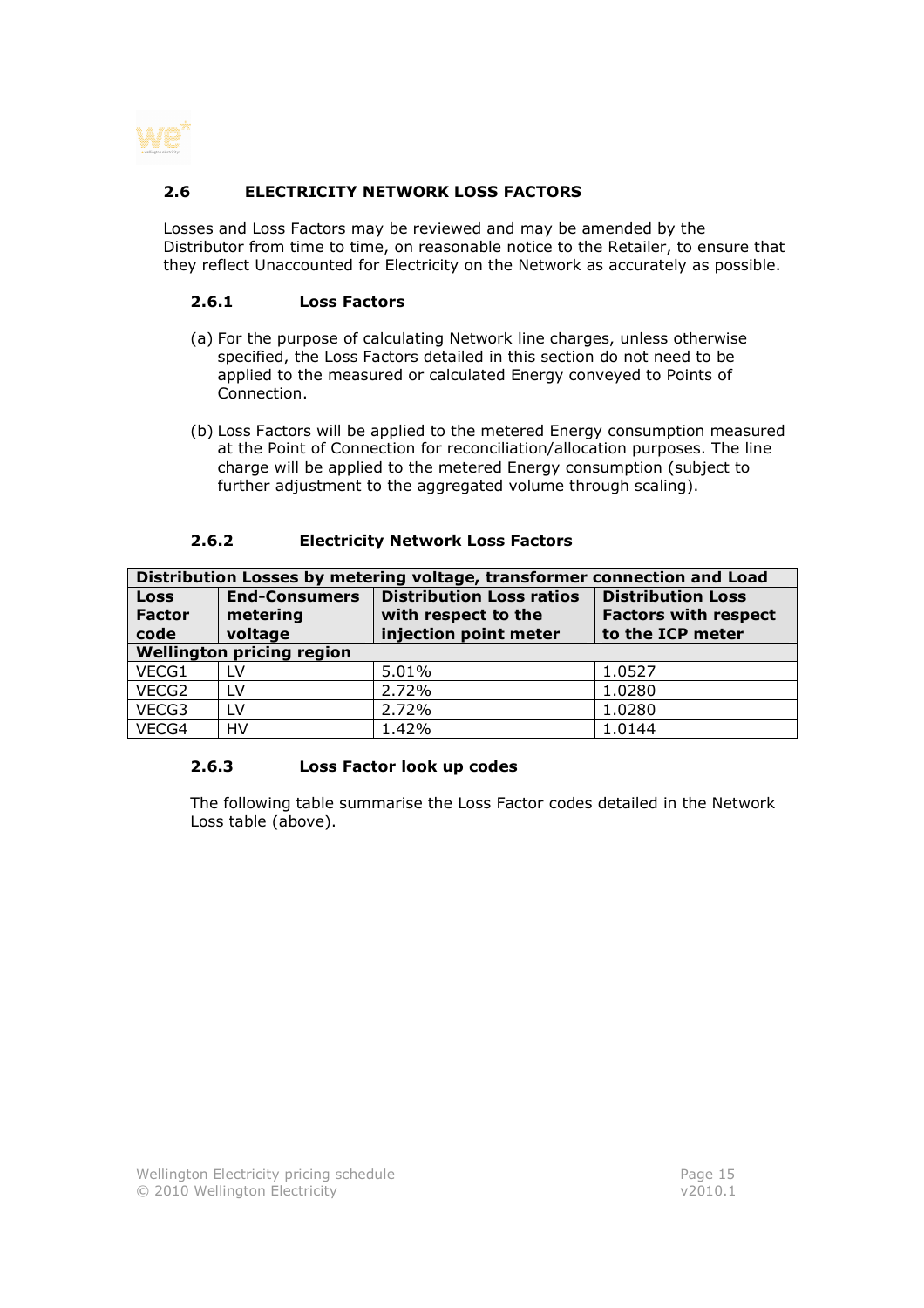## 2.6 ELECTRICITY NETWORK LOSS FACTORS

Losses and Loss Factors may be reviewed and may be amended by the Distributor from time to time, on reasonable notice to the Retailer, to ensure that they reflect Unaccounted for Electricity on the Network as accurately as possible.

### 2.6.1 Loss Factors

(a) For the purpose of calculating Network line charges, unless otherwise specified, the Loss Factors detailed in this section do not need to be applied to the measured or calculated Energy conveyed to Points of Connection.

(b) Loss Factors will be applied to the metered Energy consumption measured at the Point of Connection for reconciliation/allocation purposes. The line charge will be applied to the metered Energy consumption (subject to further adjustment to the aggregated volume through scaling).

### 2.6.2 Electricity Network Loss Factors

| Distribution Losses by metering voltage, transformer connection and Load | | | |
|---|---|---|---|
| **Loss Factor code** | **End-Consumers metering voltage** | **Distribution Loss ratios with respect to the injection point meter** | **Distribution Loss Factors with respect to the ICP meter** |
| **Wellington pricing region** | | | |
| VECG1 | LV | 5.01% | 1.0527 |
| VECG2 | LV | 2.72% | 1.0280 |
| VECG3 | LV | 2.72% | 1.0280 |
| VECG4 | HV | 1.42% | 1.0144 |

### 2.6.3 Loss Factor look up codes

The following table summarise the Loss Factor codes detailed in the Network Loss table (above).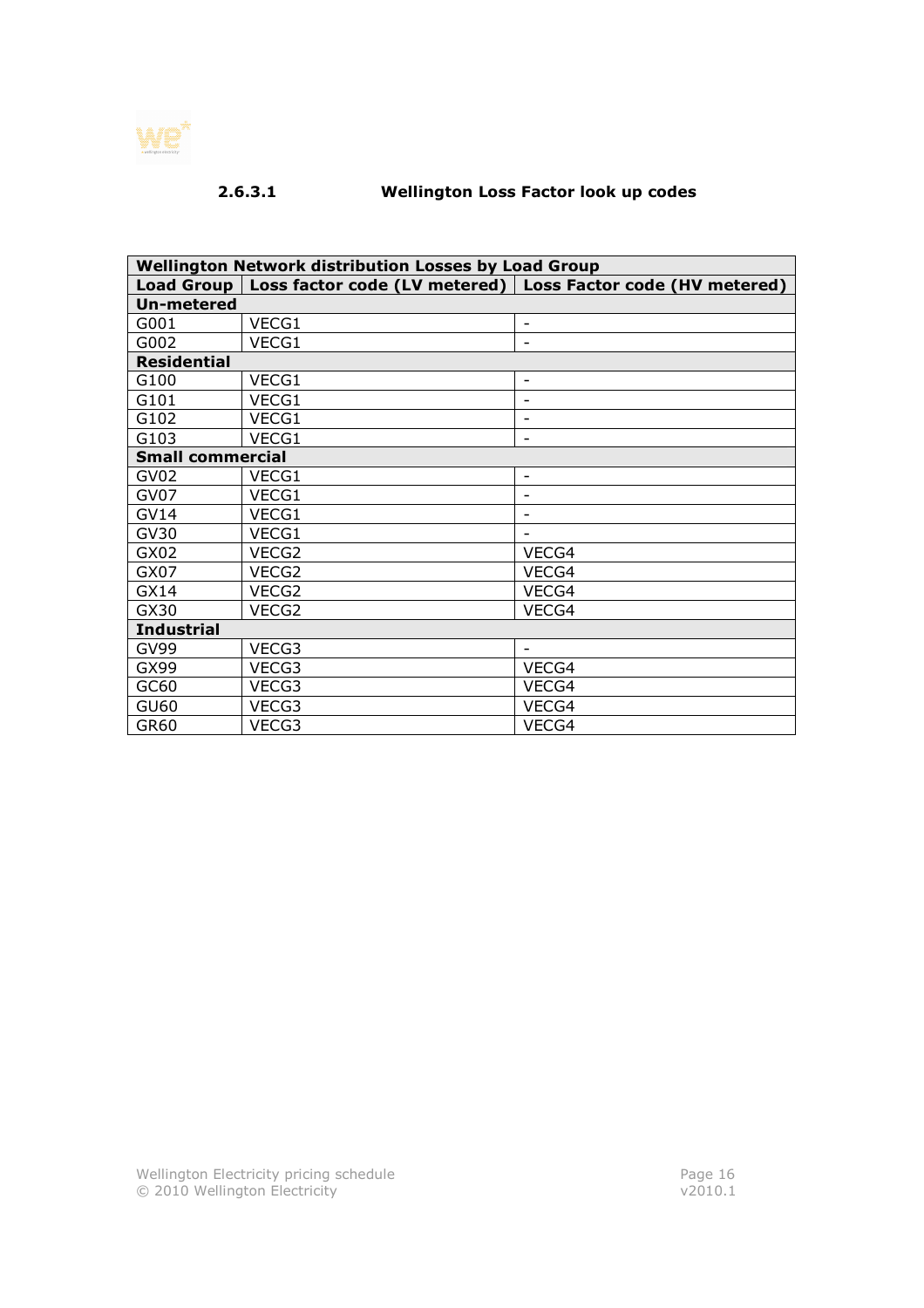### 2.6.3.1 Wellington Loss Factor look up codes

| Wellington Network distribution Losses by Load Group | | |
|---|---|---|
| **Load Group** | **Loss factor code (LV metered)** | **Loss Factor code (HV metered)** |
| **Un-metered** | | |
| G001 | VECG1 | - |
| G002 | VECG1 | - |
| **Residential** | | |
| G100 | VECG1 | - |
| G101 | VECG1 | - |
| G102 | VECG1 | - |
| G103 | VECG1 | - |
| **Small commercial** | | |
| GV02 | VECG1 | - |
| GV07 | VECG1 | - |
| GV14 | VECG1 | - |
| GV30 | VECG1 | - |
| GX02 | VECG2 | VECG4 |
| GX07 | VECG2 | VECG4 |
| GX14 | VECG2 | VECG4 |
| GX30 | VECG2 | VECG4 |
| **Industrial** | | |
| GV99 | VECG3 | - |
| GX99 | VECG3 | VECG4 |
| GC60 | VECG3 | VECG4 |
| GU60 | VECG3 | VECG4 |
| GR60 | VECG3 | VECG4 |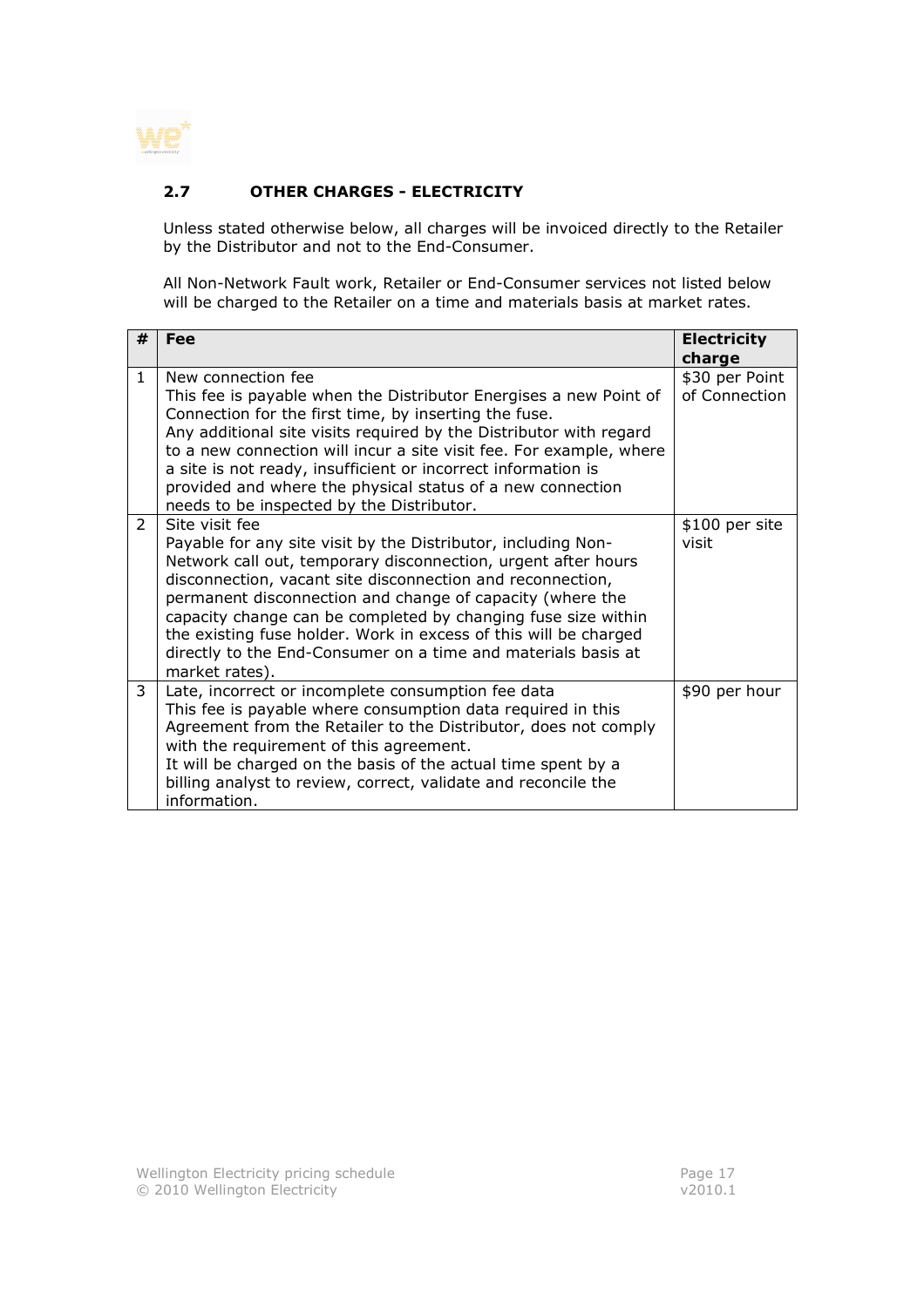## 2.7 OTHER CHARGES - ELECTRICITY

Unless stated otherwise below, all charges will be invoiced directly to the Retailer by the Distributor and not to the End-Consumer.

All Non-Network Fault work, Retailer or End-Consumer services not listed below will be charged to the Retailer on a time and materials basis at market rates.

| # | Fee | Electricity charge |
|---|---|---|
| 1 | New connection fee<br>This fee is payable when the Distributor Energises a new Point of Connection for the first time, by inserting the fuse.<br>Any additional site visits required by the Distributor with regard to a new connection will incur a site visit fee. For example, where a site is not ready, insufficient or incorrect information is provided and where the physical status of a new connection needs to be inspected by the Distributor. | $30 per Point of Connection |
| 2 | Site visit fee<br>Payable for any site visit by the Distributor, including Non-Network call out, temporary disconnection, urgent after hours disconnection, vacant site disconnection and reconnection, permanent disconnection and change of capacity (where the capacity change can be completed by changing fuse size within the existing fuse holder. Work in excess of this will be charged directly to the End-Consumer on a time and materials basis at market rates). | $100 per site visit |
| 3 | Late, incorrect or incomplete consumption fee data<br>This fee is payable where consumption data required in this Agreement from the Retailer to the Distributor, does not comply with the requirement of this agreement.<br>It will be charged on the basis of the actual time spent by a billing analyst to review, correct, validate and reconcile the information. | $90 per hour |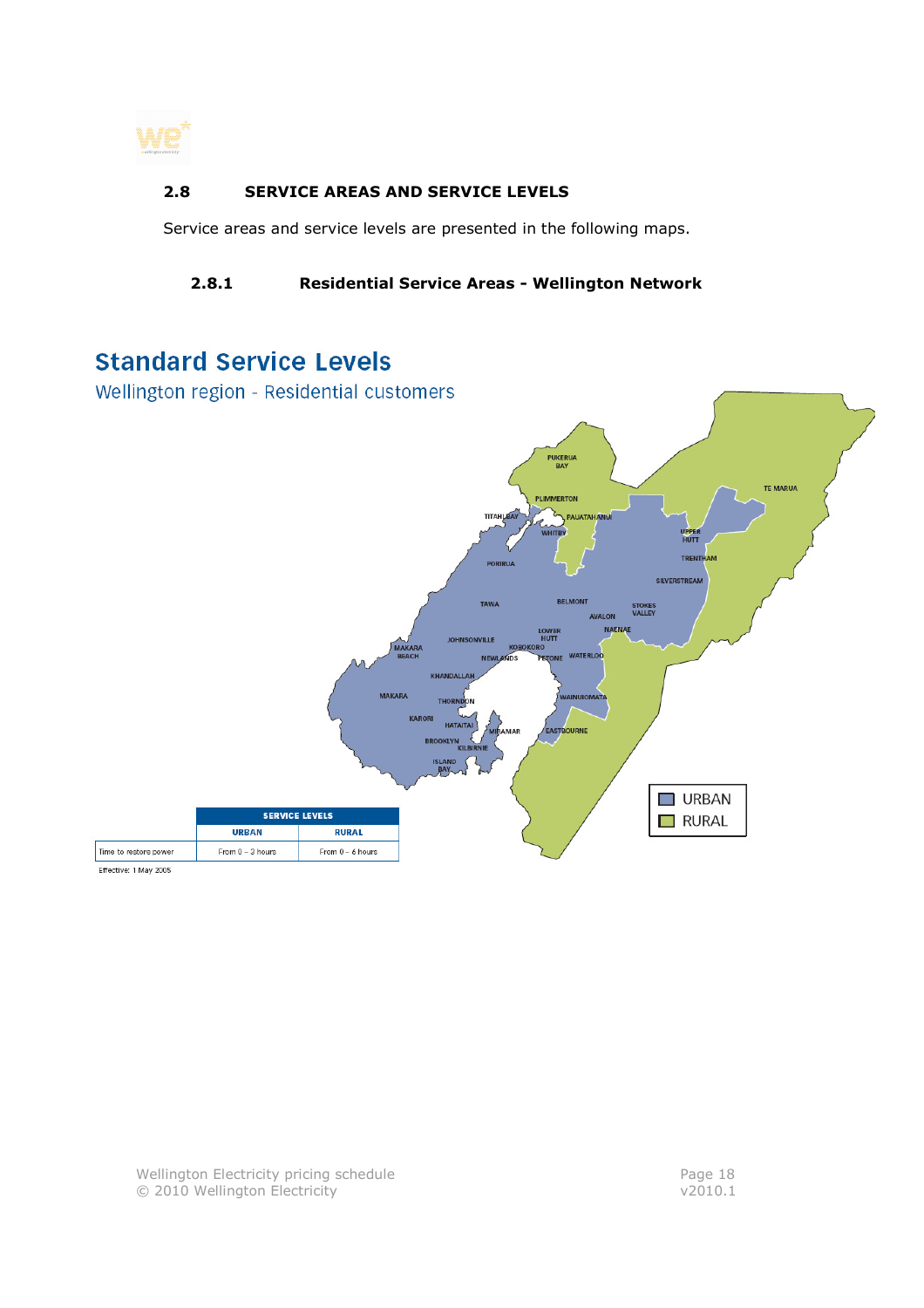## 2.8 SERVICE AREAS AND SERVICE LEVELS

Service areas and service levels are presented in the following maps.

### 2.8.1 Residential Service Areas - Wellington Network

**Standard Service Levels**

Wellington region - Residential customers

| | SERVICE LEVELS | |
|---|---|---|
| | URBAN | RURAL |
| Time to restore power | From 0 – 3 hours | From 0 – 6 hours |

Effective: 1 May 2005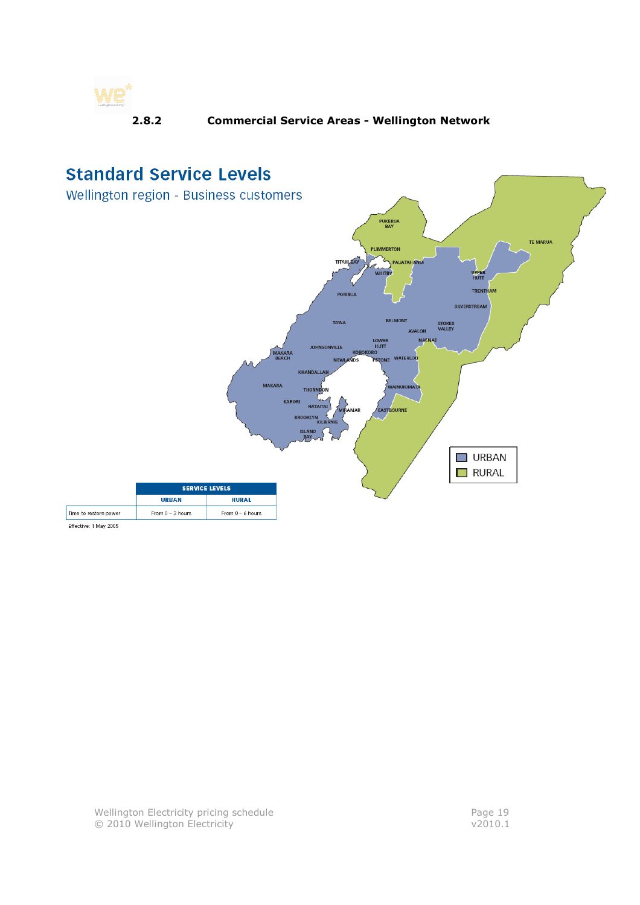### 2.8.2 Commercial Service Areas - Wellington Network

## Standard Service Levels

Wellington region - Business customers

|  | SERVICE LEVELS | |
|---|---|---|
|  | URBAN | RURAL |
| Time to restore power | From 0 – 3 hours | From 0 – 6 hours |

Effective: 1 May 2005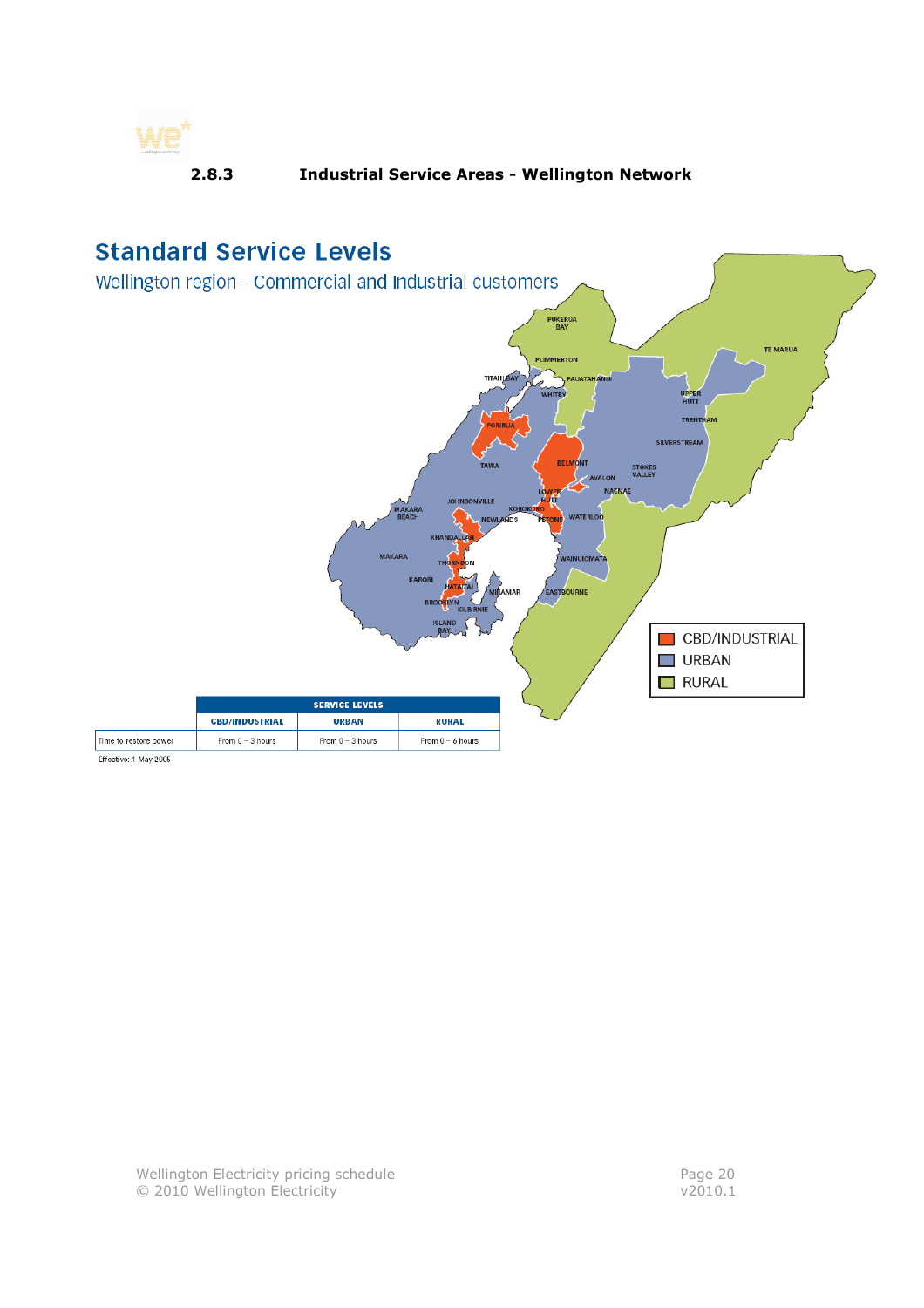## 2.8.3 Industrial Service Areas - Wellington Network

# Standard Service Levels

Wellington region - Commercial and Industrial customers

PUKERUA BAY
PLIMMERTON
TITAHI BAY
PAUATAHANUI
WHITBY
PORIRUA
TE MARUA
UPPER HUTT
TRENTHAM
SILVERSTREAM
TAWA
BELMONT
STOKES VALLEY
AVALON
LOWER HUTT
NAENAE
JOHNSONVILLE
KOROKORO
MAKARA BEACH
NEWLANDS
PETONE
WATERLOO
KHANDALLAH
MAKARA
THORNDON
WAINUIOMATA
KARORI
HATAITAI
MIRAMAR
EASTBOURNE
BROOKLYN
KILBIRNIE
ISLAND BAY

CBD/INDUSTRIAL
URBAN
RURAL

| | SERVICE LEVELS | | |
|---|---|---|---|
| | CBD/INDUSTRIAL | URBAN | RURAL |
| Time to restore power | From 0 – 3 hours | From 0 – 3 hours | From 0 – 6 hours |

Effective: 1 May 2005